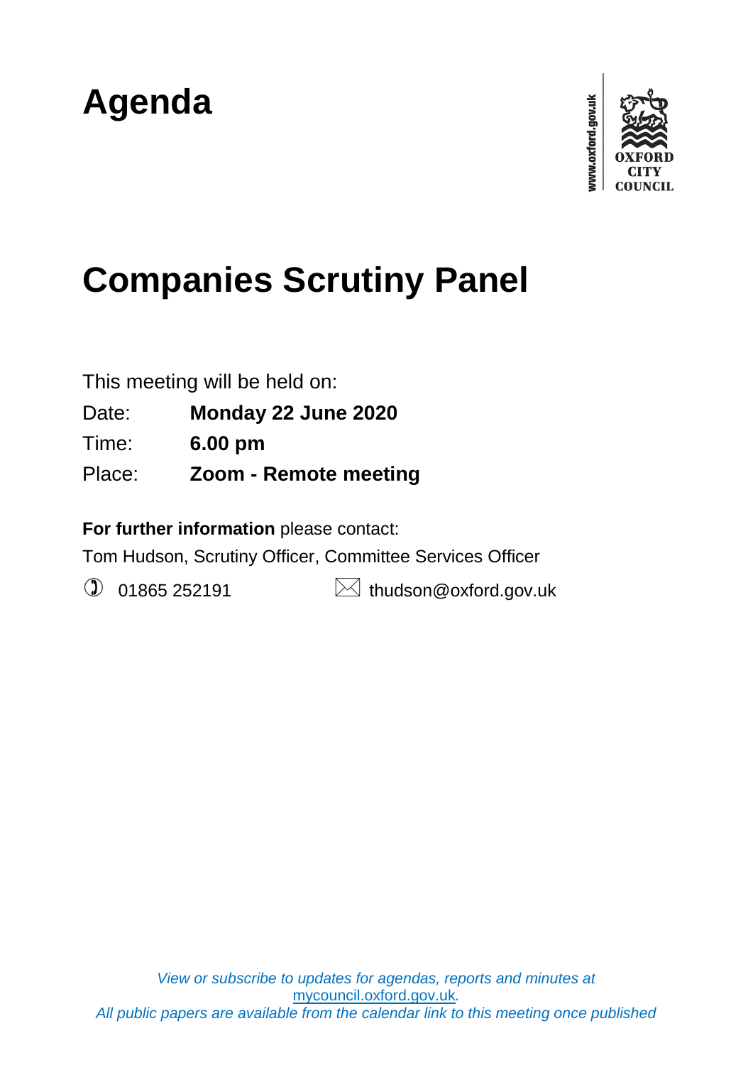# Agenda

www.oxford.gov.uk

OXFORD CITY COUNCIL

# Companies Scrutiny Panel

This meeting will be held on:

Date: **Monday 22 June 2020**

Time: **6.00 pm**

Place: **Zoom - Remote meeting**

**For further information** please contact:

Tom Hudson, Scrutiny Officer, Committee Services Officer

01865 252191

thudson@oxford.gov.uk

*View or subscribe to updates for agendas, reports and minutes at* mycouncil.oxford.gov.uk*.*
*All public papers are available from the calendar link to this meeting once published*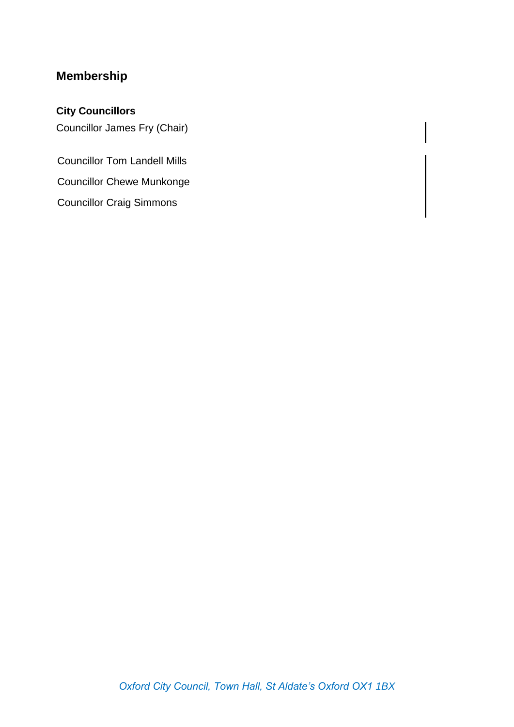## Membership

**City Councillors**

Councillor James Fry (Chair)

Councillor Tom Landell Mills

Councillor Chewe Munkonge

Councillor Craig Simmons

*Oxford City Council, Town Hall, St Aldate's Oxford OX1 1BX*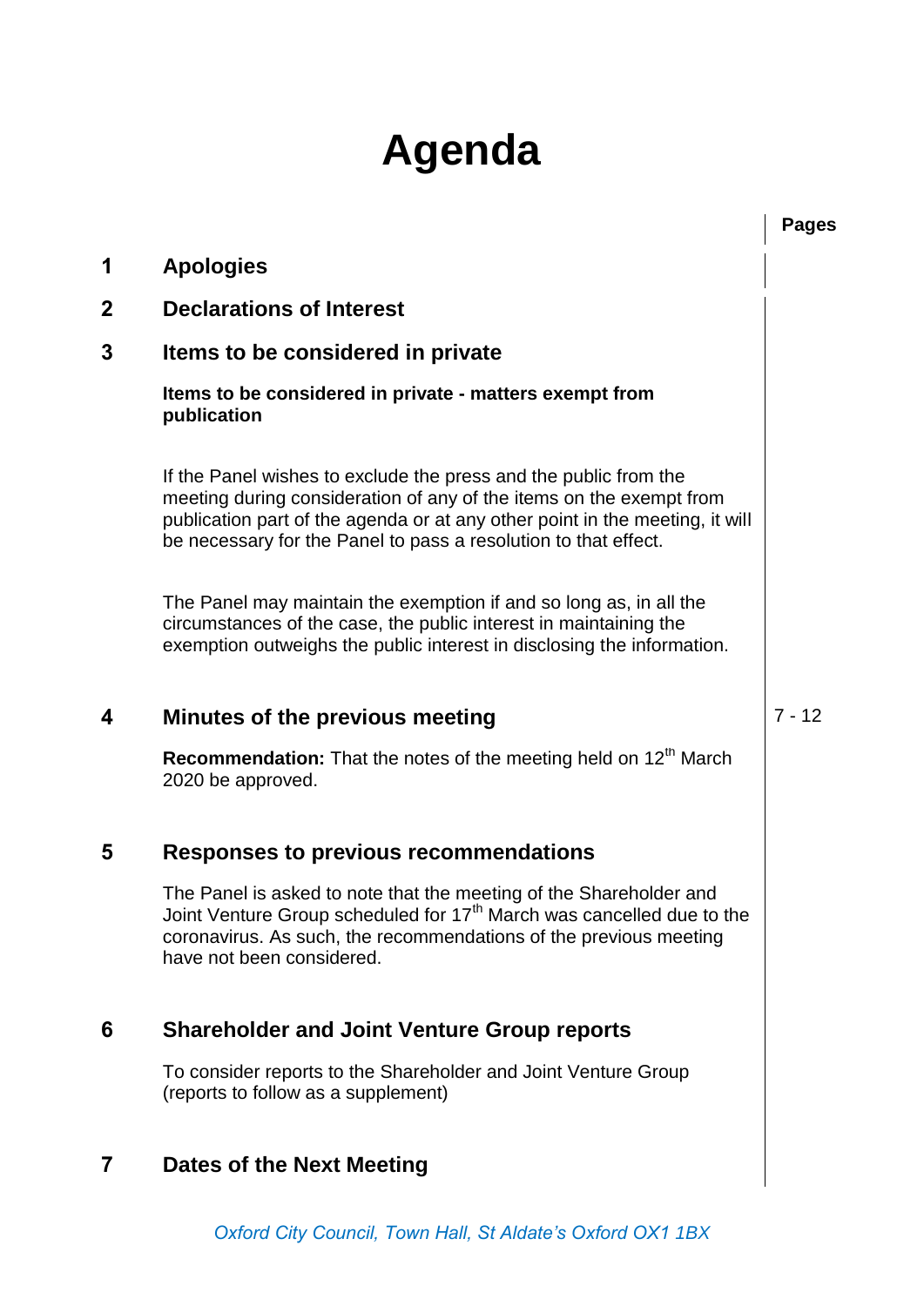# Agenda

| | | Pages |
|---|---|---|
| **1** | **Apologies** | |
| **2** | **Declarations of Interest** | |
| **3** | **Items to be considered in private** | |
| **4** | **Minutes of the previous meeting** | 7 - 12 |
| **5** | **Responses to previous recommendations** | |
| **6** | **Shareholder and Joint Venture Group reports** | |
| **7** | **Dates of the Next Meeting** | |

## 1 Apologies

## 2 Declarations of Interest

## 3 Items to be considered in private

**Items to be considered in private - matters exempt from publication**

If the Panel wishes to exclude the press and the public from the meeting during consideration of any of the items on the exempt from publication part of the agenda or at any other point in the meeting, it will be necessary for the Panel to pass a resolution to that effect.

The Panel may maintain the exemption if and so long as, in all the circumstances of the case, the public interest in maintaining the exemption outweighs the public interest in disclosing the information.

## 4 Minutes of the previous meeting (Pages 7 - 12)

**Recommendation:** That the notes of the meeting held on 12th March 2020 be approved.

## 5 Responses to previous recommendations

The Panel is asked to note that the meeting of the Shareholder and Joint Venture Group scheduled for 17th March was cancelled due to the coronavirus. As such, the recommendations of the previous meeting have not been considered.

## 6 Shareholder and Joint Venture Group reports

To consider reports to the Shareholder and Joint Venture Group (reports to follow as a supplement)

## 7 Dates of the Next Meeting

*Oxford City Council, Town Hall, St Aldate's Oxford OX1 1BX*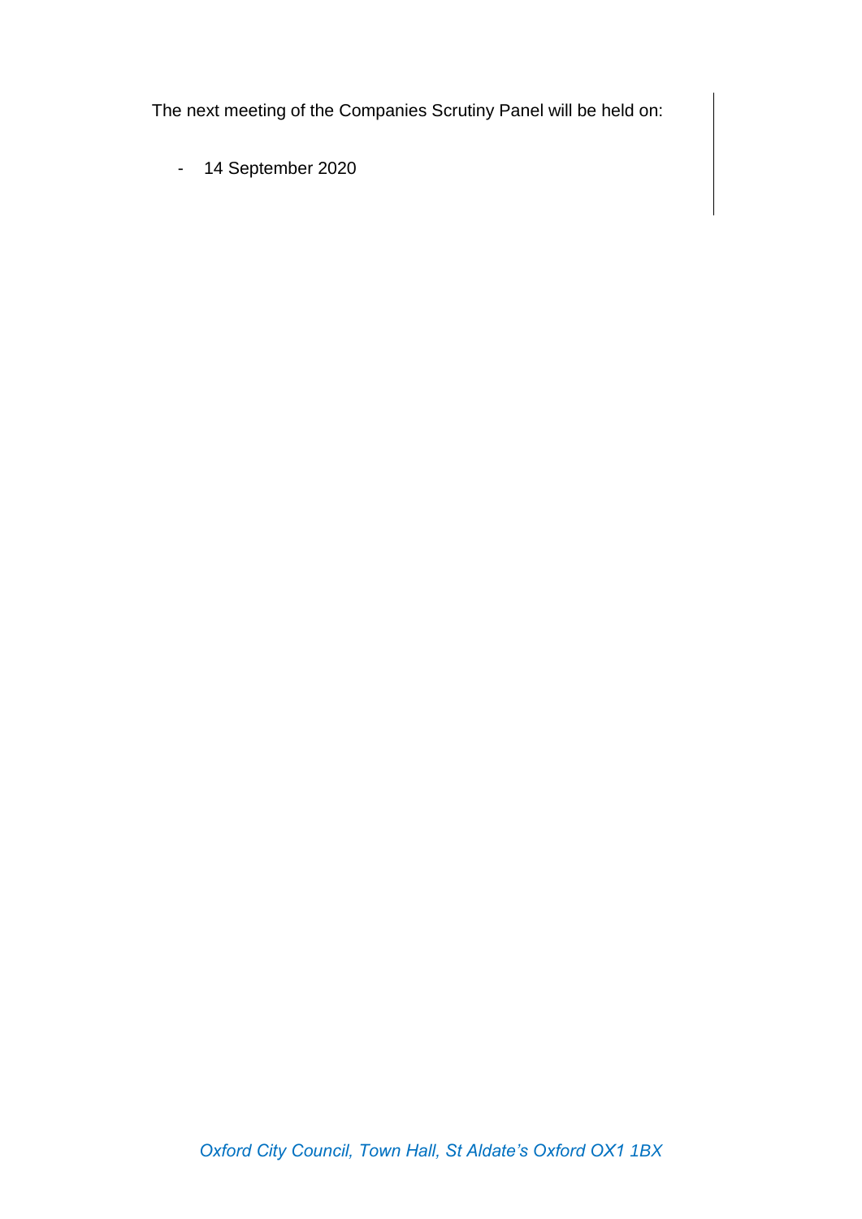The next meeting of the Companies Scrutiny Panel will be held on:

- 14 September 2020

*Oxford City Council, Town Hall, St Aldate's Oxford OX1 1BX*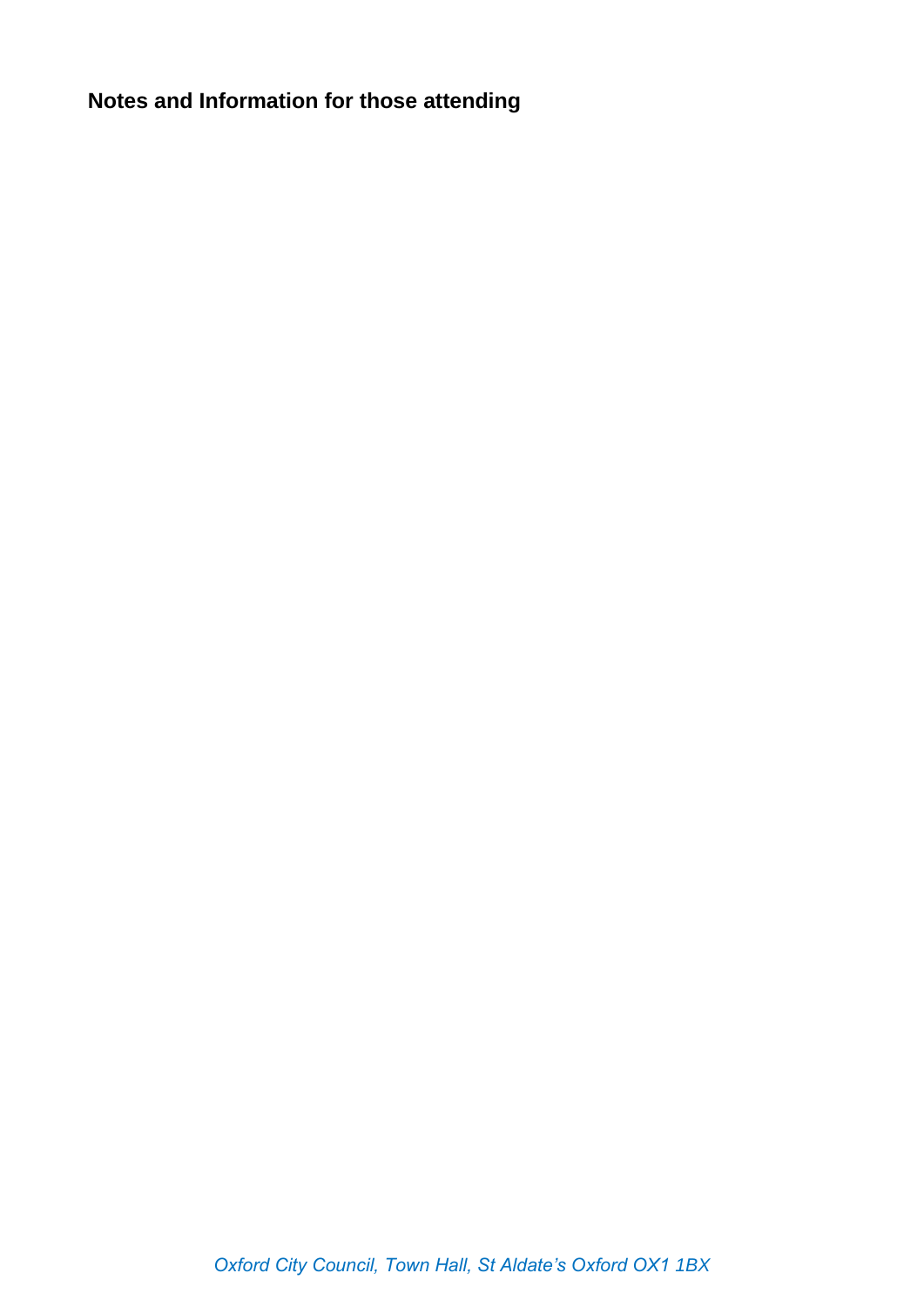**Notes and Information for those attending**